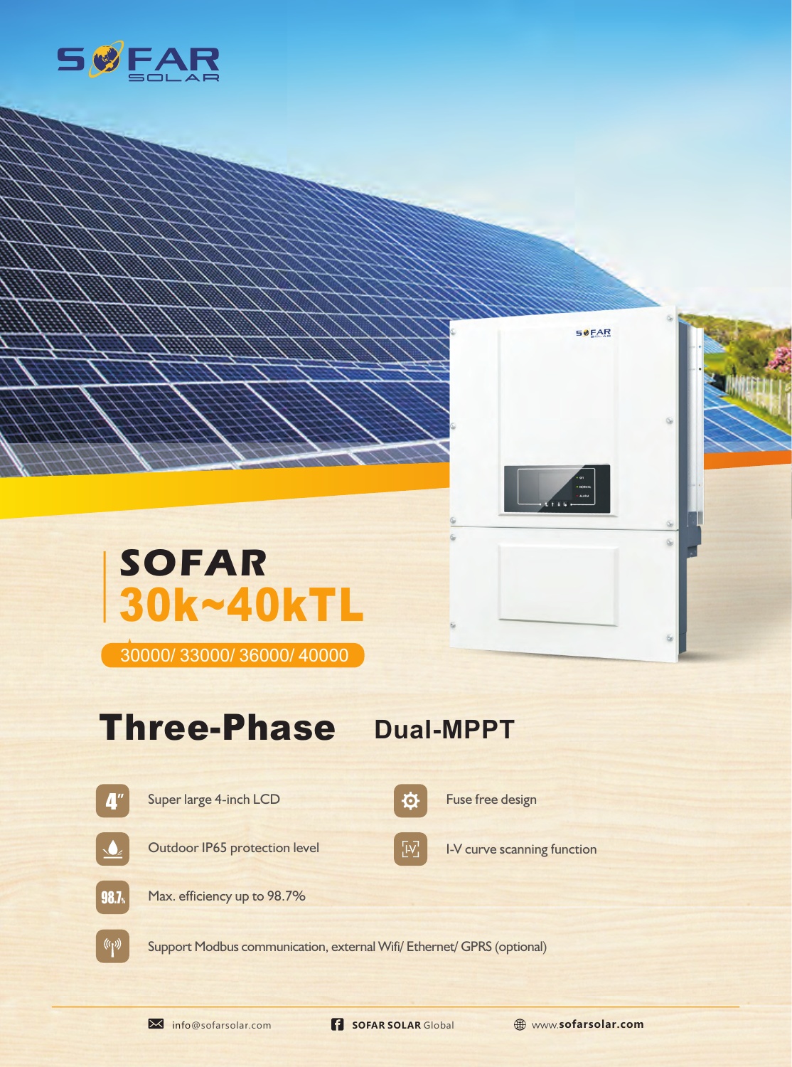# SOFAR

## 30k~40kTL

30000/ 33000/ 36000/ 40000

## Three-Phase Dual-MPPT

- Super large 4-inch LCD
- Fuse free design
- Outdoor IP65 protection level
- I-V curve scanning function
- Max. efficiency up to 98.7%
- Support Modbus communication, external Wifi/ Ethernet/ GPRS (optional)

info@sofarsolar.com | SOFAR SOLAR Global | www.sofarsolar.com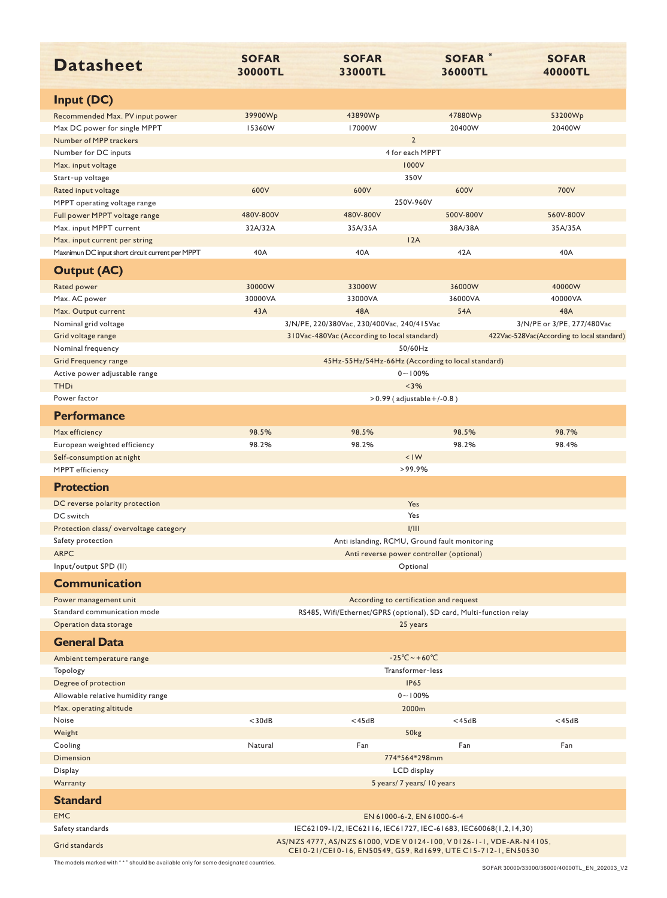# Datasheet

| Datasheet | SOFAR 30000TL | SOFAR 33000TL | SOFAR * 36000TL | SOFAR 40000TL |
|---|---|---|---|---|
| **Input (DC)** | | | | |
| Recommended Max. PV input power | 39900Wp | 43890Wp | 47880Wp | 53200Wp |
| Max DC power for single MPPT | 15360W | 17000W | 20400W | 20400W |
| Number of MPP trackers | 2 | | | |
| Number for DC inputs | 4 for each MPPT | | | |
| Max. input voltage | 1000V | | | |
| Start-up voltage | 350V | | | |
| Rated input voltage | 600V | 600V | 600V | 700V |
| MPPT operating voltage range | 250V-960V | | | |
| Full power MPPT voltage range | 480V-800V | 480V-800V | 500V-800V | 560V-800V |
| Max. input MPPT current | 32A/32A | 35A/35A | 38A/38A | 35A/35A |
| Max. input current per string | 12A | | | |
| Maxnimun DC input short circuit current per MPPT | 40A | 40A | 42A | 40A |
| **Output (AC)** | | | | |
| Rated power | 30000W | 33000W | 36000W | 40000W |
| Max. AC power | 30000VA | 33000VA | 36000VA | 40000VA |
| Max. Output current | 43A | 48A | 54A | 48A |
| Nominal grid voltage | 3/N/PE, 220/380Vac, 230/400Vac, 240/415Vac | | | 3/N/PE or 3/PE, 277/480Vac |
| Grid voltage range | 310Vac-480Vac (According to local standard) | | | 422Vac-528Vac(According to local standard) |
| Nominal frequency | 50/60Hz | | | |
| Grid Frequency range | 45Hz-55Hz/54Hz-66Hz (According to local standard) | | | |
| Active power adjustable range | 0～100% | | | |
| THDi | <3% | | | |
| Power factor | >0.99 ( adjustable+/-0.8 ) | | | |
| **Performance** | | | | |
| Max efficiency | 98.5% | 98.5% | 98.5% | 98.7% |
| European weighted efficiency | 98.2% | 98.2% | 98.2% | 98.4% |
| Self-consumption at night | <1W | | | |
| MPPT efficiency | >99.9% | | | |
| **Protection** | | | | |
| DC reverse polarity protection | Yes | | | |
| DC switch | Yes | | | |
| Protection class/ overvoltage category | I/III | | | |
| Safety protection | Anti islanding, RCMU, Ground fault monitoring | | | |
| ARPC | Anti reverse power controller (optional) | | | |
| Input/output SPD (II) | Optional | | | |
| **Communication** | | | | |
| Power management unit | According to certification and request | | | |
| Standard communication mode | RS485, Wifi/Ethernet/GPRS (optional), SD card, Multi-function relay | | | |
| Operation data storage | 25 years | | | |
| **General Data** | | | | |
| Ambient temperature range | -25℃～+60℃ | | | |
| Topology | Transformer-less | | | |
| Degree of protection | IP65 | | | |
| Allowable relative humidity range | 0～100% | | | |
| Max. operating altitude | 2000m | | | |
| Noise | <30dB | <45dB | <45dB | <45dB |
| Weight | 50kg | | | |
| Cooling | Natural | Fan | Fan | Fan |
| Dimension | 774*564*298mm | | | |
| Display | LCD display | | | |
| Warranty | 5 years/ 7 years/ 10 years | | | |
| **Standard** | | | | |
| EMC | EN 61000-6-2, EN 61000-6-4 | | | |
| Safety standards | IEC62109-1/2, IEC62116, IEC61727, IEC-61683, IEC60068(1,2,14,30) | | | |
| Grid standards | AS/NZS 4777, AS/NZS 61000, VDE V 0124-100, V 0126-1-1, VDE-AR-N 4105, CEI 0-21/CEI 0-16, EN50549, G59, Rd1699, UTE C15-712-1, EN50530 | | | |

The models marked with " * " should be available only for some designated countries.

SOFAR 30000/33000/36000/40000TL_EN_202003_V2